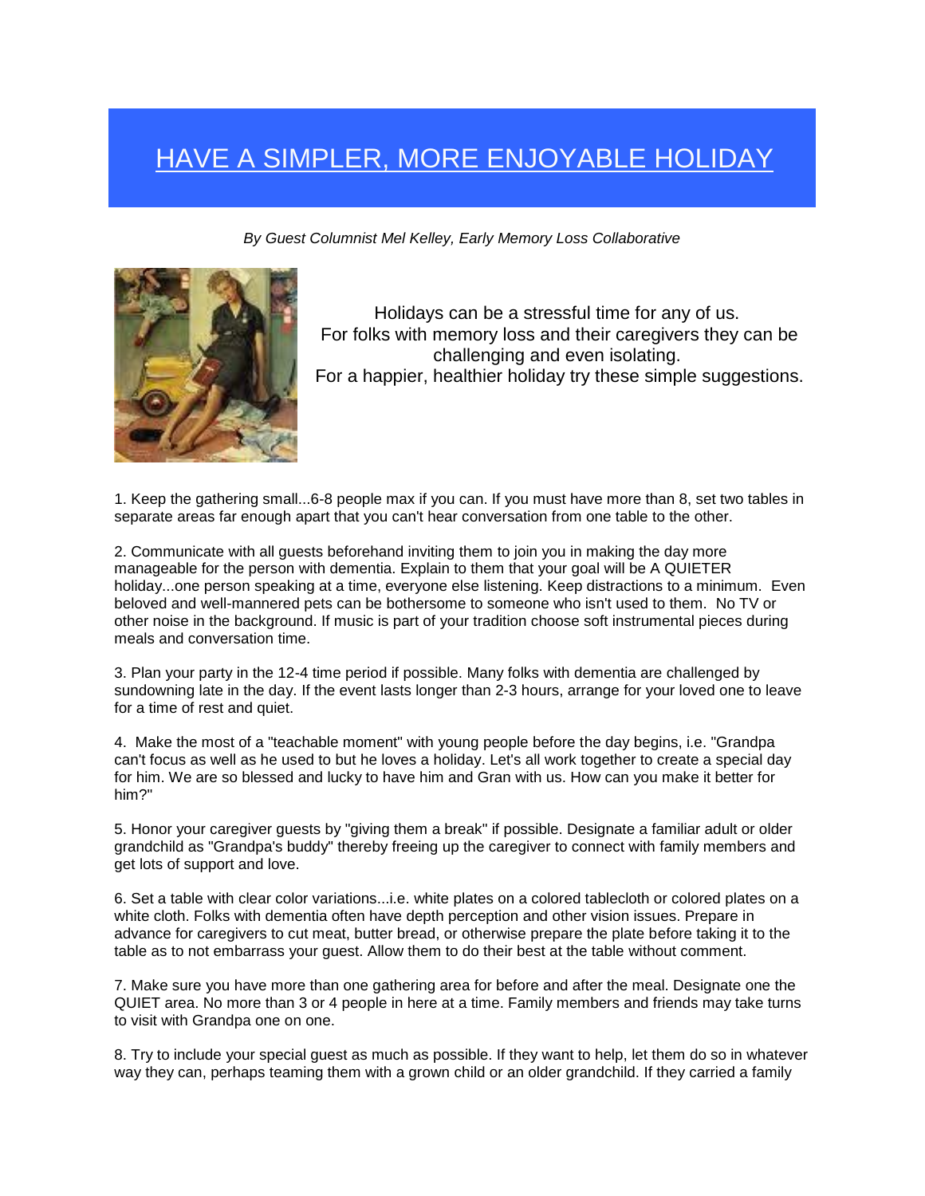# HAVE A SIMPLER, MORE ENJOYABLE HOLIDAY

*By Guest Columnist Mel Kelley, Early Memory Loss Collaborative*

Holidays can be a stressful time for any of us.
For folks with memory loss and their caregivers they can be challenging and even isolating.
For a happier, healthier holiday try these simple suggestions.

1. Keep the gathering small...6-8 people max if you can. If you must have more than 8, set two tables in separate areas far enough apart that you can't hear conversation from one table to the other.

2. Communicate with all guests beforehand inviting them to join you in making the day more manageable for the person with dementia. Explain to them that your goal will be A QUIETER holiday...one person speaking at a time, everyone else listening. Keep distractions to a minimum. Even beloved and well-mannered pets can be bothersome to someone who isn't used to them. No TV or other noise in the background. If music is part of your tradition choose soft instrumental pieces during meals and conversation time.

3. Plan your party in the 12-4 time period if possible. Many folks with dementia are challenged by sundowning late in the day. If the event lasts longer than 2-3 hours, arrange for your loved one to leave for a time of rest and quiet.

4. Make the most of a "teachable moment" with young people before the day begins, i.e. "Grandpa can't focus as well as he used to but he loves a holiday. Let's all work together to create a special day for him. We are so blessed and lucky to have him and Gran with us. How can you make it better for him?"

5. Honor your caregiver guests by "giving them a break" if possible. Designate a familiar adult or older grandchild as "Grandpa's buddy" thereby freeing up the caregiver to connect with family members and get lots of support and love.

6. Set a table with clear color variations...i.e. white plates on a colored tablecloth or colored plates on a white cloth. Folks with dementia often have depth perception and other vision issues. Prepare in advance for caregivers to cut meat, butter bread, or otherwise prepare the plate before taking it to the table as to not embarrass your guest. Allow them to do their best at the table without comment.

7. Make sure you have more than one gathering area for before and after the meal. Designate one the QUIET area. No more than 3 or 4 people in here at a time. Family members and friends may take turns to visit with Grandpa one on one.

8. Try to include your special guest as much as possible. If they want to help, let them do so in whatever way they can, perhaps teaming them with a grown child or an older grandchild. If they carried a family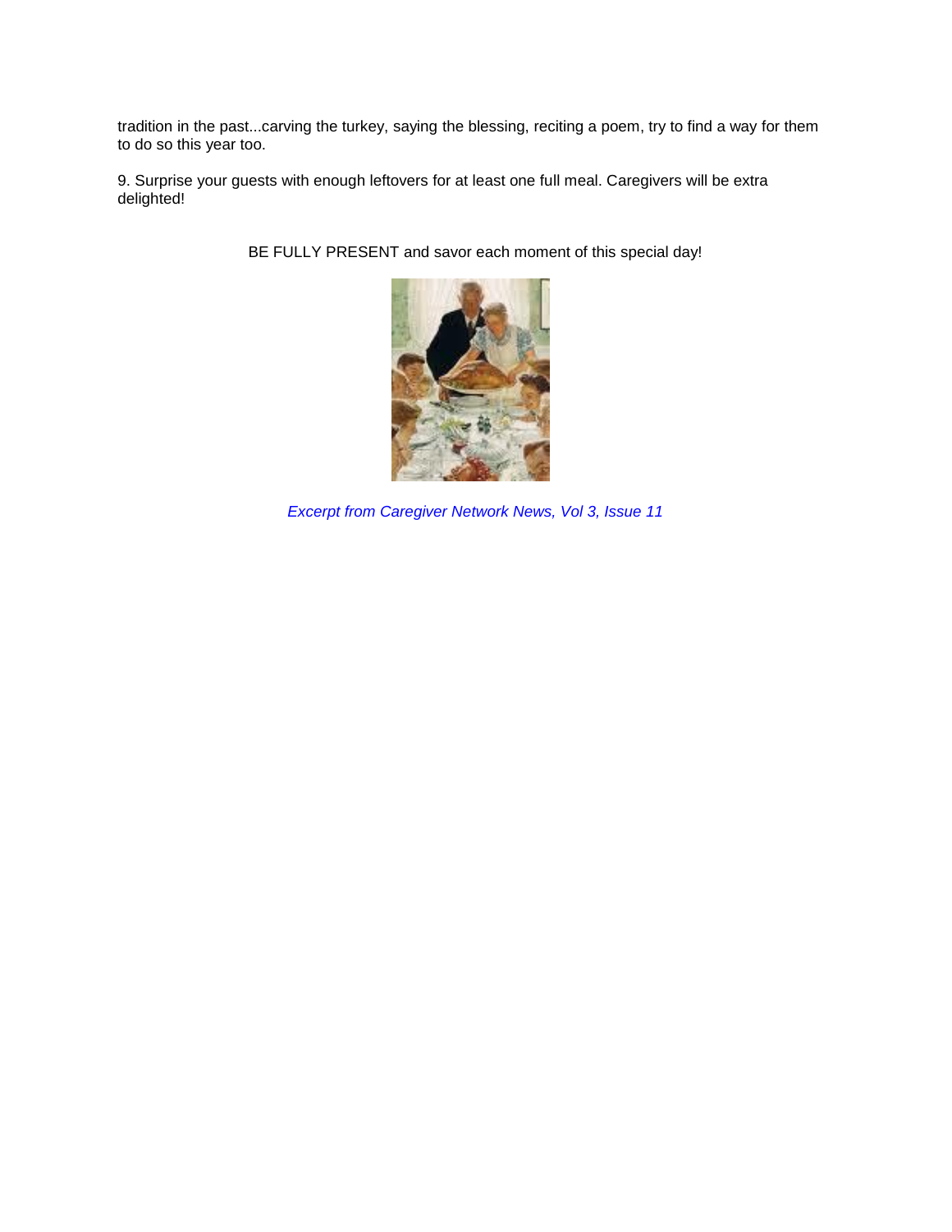tradition in the past...carving the turkey, saying the blessing, reciting a poem, try to find a way for them to do so this year too.

9. Surprise your guests with enough leftovers for at least one full meal. Caregivers will be extra delighted!

BE FULLY PRESENT and savor each moment of this special day!

*Excerpt from Caregiver Network News, Vol 3, Issue 11*